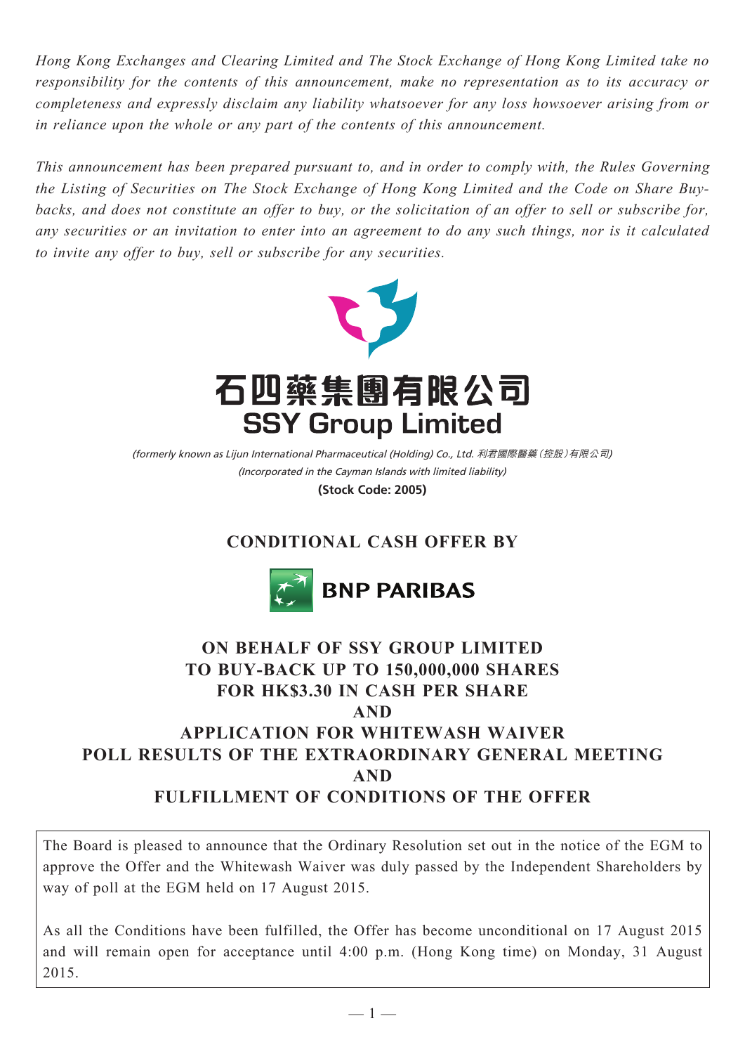*Hong Kong Exchanges and Clearing Limited and The Stock Exchange of Hong Kong Limited take no responsibility for the contents of this announcement, make no representation as to its accuracy or completeness and expressly disclaim any liability whatsoever for any loss howsoever arising from or in reliance upon the whole or any part of the contents of this announcement.*

*This announcement has been prepared pursuant to, and in order to comply with, the Rules Governing the Listing of Securities on The Stock Exchange of Hong Kong Limited and the Code on Share Buy-backs, and does not constitute an offer to buy, or the solicitation of an offer to sell or subscribe for, any securities or an invitation to enter into an agreement to do any such things, nor is it calculated to invite any offer to buy, sell or subscribe for any securities.*

# 石四藥集團有限公司
# SSY Group Limited

*(formerly known as Lijun International Pharmaceutical (Holding) Co., Ltd. 利君國際醫藥(控股)有限公司)*
*(Incorporated in the Cayman Islands with limited liability)*
**(Stock Code: 2005)**

## CONDITIONAL CASH OFFER BY

## BNP PARIBAS

## ON BEHALF OF SSY GROUP LIMITED TO BUY-BACK UP TO 150,000,000 SHARES FOR HK$3.30 IN CASH PER SHARE AND APPLICATION FOR WHITEWASH WAIVER POLL RESULTS OF THE EXTRAORDINARY GENERAL MEETING AND FULFILLMENT OF CONDITIONS OF THE OFFER

The Board is pleased to announce that the Ordinary Resolution set out in the notice of the EGM to approve the Offer and the Whitewash Waiver was duly passed by the Independent Shareholders by way of poll at the EGM held on 17 August 2015.

As all the Conditions have been fulfilled, the Offer has become unconditional on 17 August 2015 and will remain open for acceptance until 4:00 p.m. (Hong Kong time) on Monday, 31 August 2015.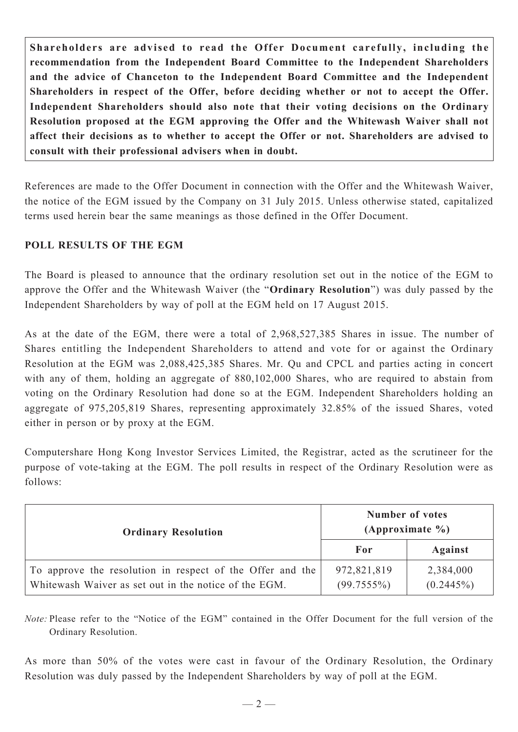**Shareholders are advised to read the Offer Document carefully, including the recommendation from the Independent Board Committee to the Independent Shareholders and the advice of Chanceton to the Independent Board Committee and the Independent Shareholders in respect of the Offer, before deciding whether or not to accept the Offer. Independent Shareholders should also note that their voting decisions on the Ordinary Resolution proposed at the EGM approving the Offer and the Whitewash Waiver shall not affect their decisions as to whether to accept the Offer or not. Shareholders are advised to consult with their professional advisers when in doubt.**

References are made to the Offer Document in connection with the Offer and the Whitewash Waiver, the notice of the EGM issued by the Company on 31 July 2015. Unless otherwise stated, capitalized terms used herein bear the same meanings as those defined in the Offer Document.

## POLL RESULTS OF THE EGM

The Board is pleased to announce that the ordinary resolution set out in the notice of the EGM to approve the Offer and the Whitewash Waiver (the "**Ordinary Resolution**") was duly passed by the Independent Shareholders by way of poll at the EGM held on 17 August 2015.

As at the date of the EGM, there were a total of 2,968,527,385 Shares in issue. The number of Shares entitling the Independent Shareholders to attend and vote for or against the Ordinary Resolution at the EGM was 2,088,425,385 Shares. Mr. Qu and CPCL and parties acting in concert with any of them, holding an aggregate of 880,102,000 Shares, who are required to abstain from voting on the Ordinary Resolution had done so at the EGM. Independent Shareholders holding an aggregate of 975,205,819 Shares, representing approximately 32.85% of the issued Shares, voted either in person or by proxy at the EGM.

Computershare Hong Kong Investor Services Limited, the Registrar, acted as the scrutineer for the purpose of vote-taking at the EGM. The poll results in respect of the Ordinary Resolution were as follows:

| **Ordinary Resolution** | **Number of votes (Approximate %)** | |
|---|---|---|
| | **For** | **Against** |
| To approve the resolution in respect of the Offer and the Whitewash Waiver as set out in the notice of the EGM. | 972,821,819 (99.7555%) | 2,384,000 (0.2445%) |

*Note:* Please refer to the "Notice of the EGM" contained in the Offer Document for the full version of the Ordinary Resolution.

As more than 50% of the votes were cast in favour of the Ordinary Resolution, the Ordinary Resolution was duly passed by the Independent Shareholders by way of poll at the EGM.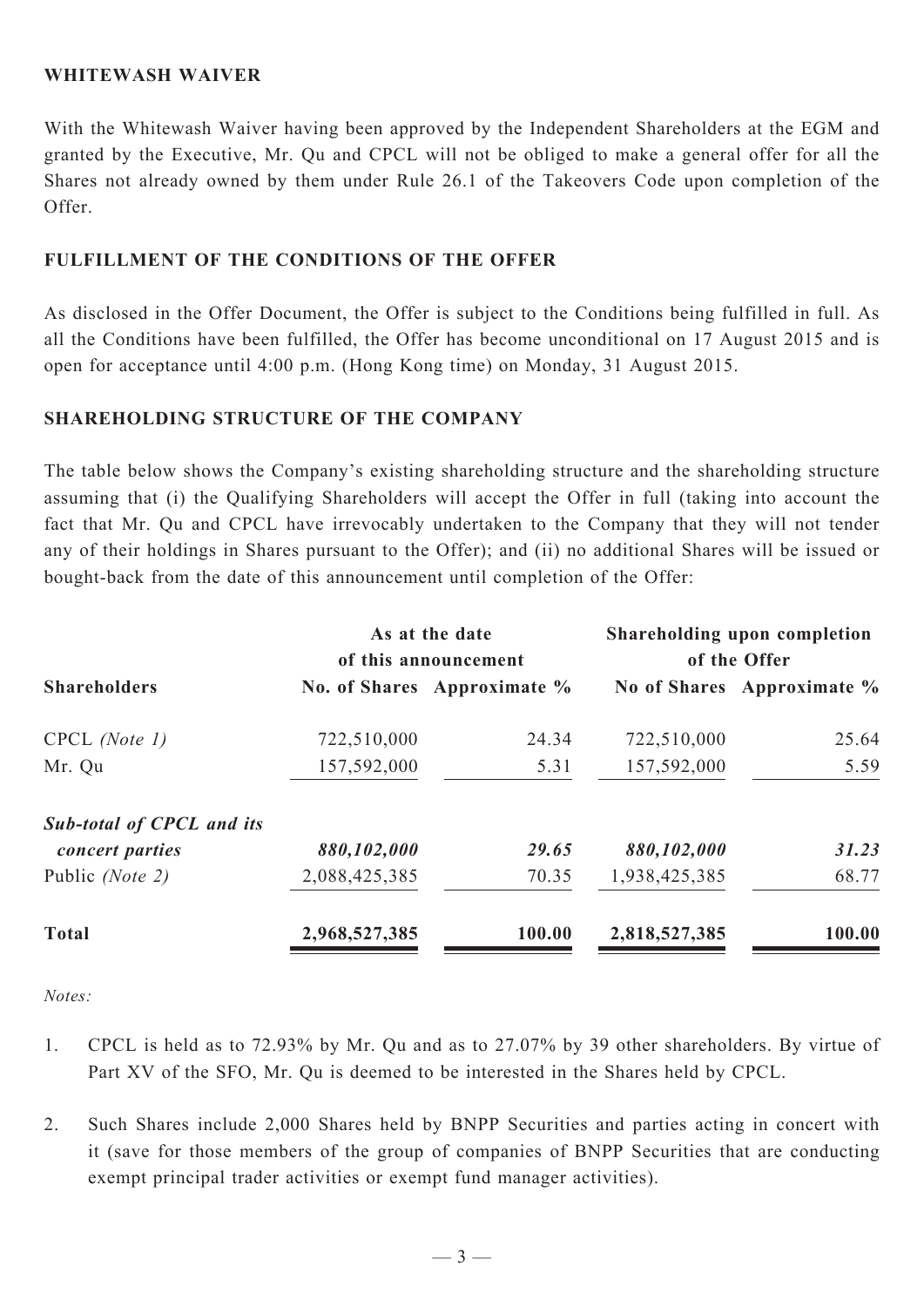## WHITEWASH WAIVER

With the Whitewash Waiver having been approved by the Independent Shareholders at the EGM and granted by the Executive, Mr. Qu and CPCL will not be obliged to make a general offer for all the Shares not already owned by them under Rule 26.1 of the Takeovers Code upon completion of the Offer.

## FULFILLMENT OF THE CONDITIONS OF THE OFFER

As disclosed in the Offer Document, the Offer is subject to the Conditions being fulfilled in full. As all the Conditions have been fulfilled, the Offer has become unconditional on 17 August 2015 and is open for acceptance until 4:00 p.m. (Hong Kong time) on Monday, 31 August 2015.

## SHAREHOLDING STRUCTURE OF THE COMPANY

The table below shows the Company's existing shareholding structure and the shareholding structure assuming that (i) the Qualifying Shareholders will accept the Offer in full (taking into account the fact that Mr. Qu and CPCL have irrevocably undertaken to the Company that they will not tender any of their holdings in Shares pursuant to the Offer); and (ii) no additional Shares will be issued or bought-back from the date of this announcement until completion of the Offer:

| | As at the date of this announcement | | Shareholding upon completion of the Offer | |
|---|---|---|---|---|
| **Shareholders** | **No. of Shares** | **Approximate %** | **No of Shares** | **Approximate %** |
| CPCL *(Note 1)* | 722,510,000 | 24.34 | 722,510,000 | 25.64 |
| Mr. Qu | 157,592,000 | 5.31 | 157,592,000 | 5.59 |
| ***Sub-total of CPCL and its concert parties*** | ***880,102,000*** | ***29.65*** | ***880,102,000*** | ***31.23*** |
| Public *(Note 2)* | 2,088,425,385 | 70.35 | 1,938,425,385 | 68.77 |
| **Total** | **2,968,527,385** | **100.00** | **2,818,527,385** | **100.00** |

*Notes:*

1. CPCL is held as to 72.93% by Mr. Qu and as to 27.07% by 39 other shareholders. By virtue of Part XV of the SFO, Mr. Qu is deemed to be interested in the Shares held by CPCL.

2. Such Shares include 2,000 Shares held by BNPP Securities and parties acting in concert with it (save for those members of the group of companies of BNPP Securities that are conducting exempt principal trader activities or exempt fund manager activities).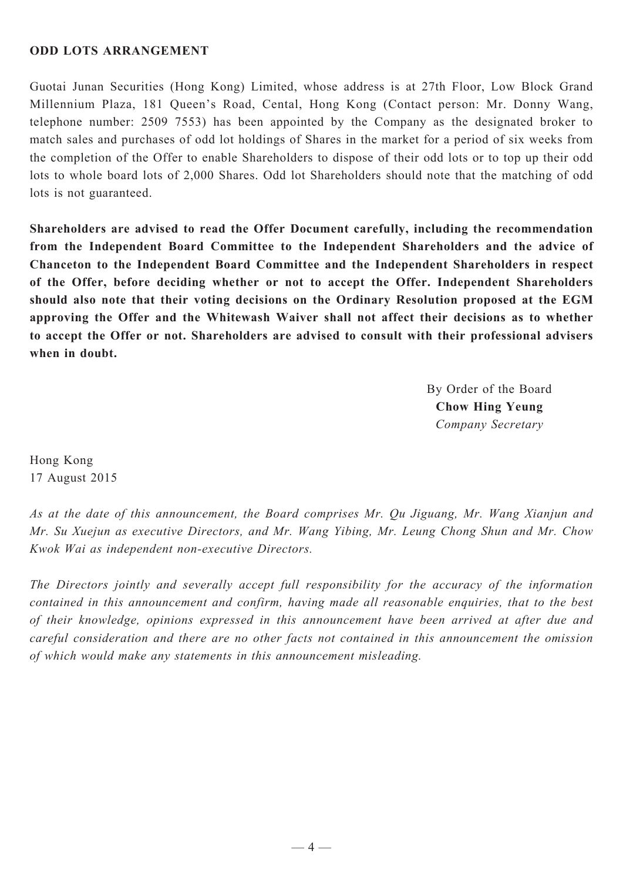**ODD LOTS ARRANGEMENT**

Guotai Junan Securities (Hong Kong) Limited, whose address is at 27th Floor, Low Block Grand Millennium Plaza, 181 Queen's Road, Cental, Hong Kong (Contact person: Mr. Donny Wang, telephone number: 2509 7553) has been appointed by the Company as the designated broker to match sales and purchases of odd lot holdings of Shares in the market for a period of six weeks from the completion of the Offer to enable Shareholders to dispose of their odd lots or to top up their odd lots to whole board lots of 2,000 Shares. Odd lot Shareholders should note that the matching of odd lots is not guaranteed.

**Shareholders are advised to read the Offer Document carefully, including the recommendation from the Independent Board Committee to the Independent Shareholders and the advice of Chanceton to the Independent Board Committee and the Independent Shareholders in respect of the Offer, before deciding whether or not to accept the Offer. Independent Shareholders should also note that their voting decisions on the Ordinary Resolution proposed at the EGM approving the Offer and the Whitewash Waiver shall not affect their decisions as to whether to accept the Offer or not. Shareholders are advised to consult with their professional advisers when in doubt.**

By Order of the Board
**Chow Hing Yeung**
*Company Secretary*

Hong Kong
17 August 2015

*As at the date of this announcement, the Board comprises Mr. Qu Jiguang, Mr. Wang Xianjun and Mr. Su Xuejun as executive Directors, and Mr. Wang Yibing, Mr. Leung Chong Shun and Mr. Chow Kwok Wai as independent non-executive Directors.*

*The Directors jointly and severally accept full responsibility for the accuracy of the information contained in this announcement and confirm, having made all reasonable enquiries, that to the best of their knowledge, opinions expressed in this announcement have been arrived at after due and careful consideration and there are no other facts not contained in this announcement the omission of which would make any statements in this announcement misleading.*